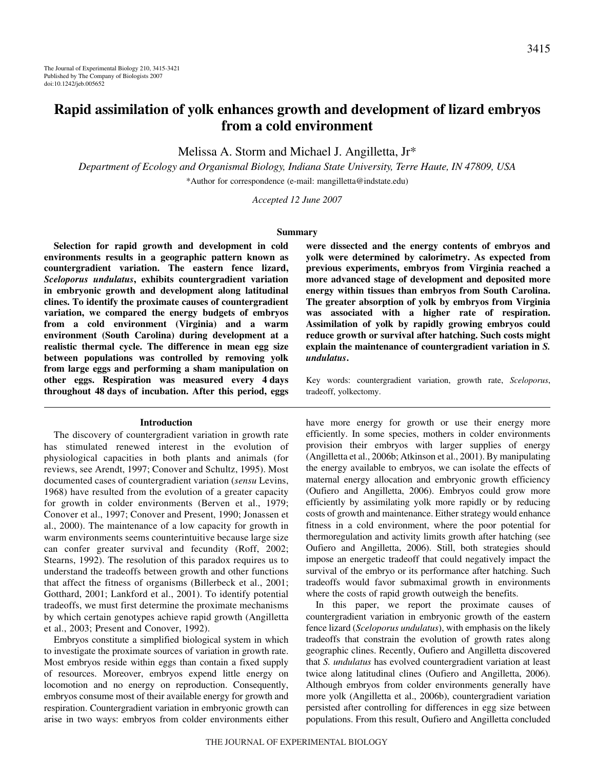# Rapid assimilation of yolk enhances growth and development of lizard embryos from a cold environment

Melissa A. Storm and Michael J. Angilletta, Jr*

*Department of Ecology and Organismal Biology, Indiana State University, Terre Haute, IN 47809, USA*

*Author for correspondence (e-mail: mangilletta@indstate.edu)

*Accepted 12 June 2007*

## Summary

**Selection for rapid growth and development in cold environments results in a geographic pattern known as countergradient variation. The eastern fence lizard, *Sceloporus undulatus*, exhibits countergradient variation in embryonic growth and development along latitudinal clines. To identify the proximate causes of countergradient variation, we compared the energy budgets of embryos from a cold environment (Virginia) and a warm environment (South Carolina) during development at a realistic thermal cycle. The difference in mean egg size between populations was controlled by removing yolk from large eggs and performing a sham manipulation on other eggs. Respiration was measured every 4 days throughout 48 days of incubation. After this period, eggs were dissected and the energy contents of embryos and yolk were determined by calorimetry. As expected from previous experiments, embryos from Virginia reached a more advanced stage of development and deposited more energy within tissues than embryos from South Carolina. The greater absorption of yolk by embryos from Virginia was associated with a higher rate of respiration. Assimilation of yolk by rapidly growing embryos could reduce growth or survival after hatching. Such costs might explain the maintenance of countergradient variation in *S. undulatus*.**

Key words: countergradient variation, growth rate, *Sceloporus*, tradeoff, yolkectomy.

## Introduction

The discovery of countergradient variation in growth rate has stimulated renewed interest in the evolution of physiological capacities in both plants and animals (for reviews, see Arendt, 1997; Conover and Schultz, 1995). Most documented cases of countergradient variation (*sensu* Levins, 1968) have resulted from the evolution of a greater capacity for growth in colder environments (Berven et al., 1979; Conover et al., 1997; Conover and Present, 1990; Jonassen et al., 2000). The maintenance of a low capacity for growth in warm environments seems counterintuitive because large size can confer greater survival and fecundity (Roff, 2002; Stearns, 1992). The resolution of this paradox requires us to understand the tradeoffs between growth and other functions that affect the fitness of organisms (Billerbeck et al., 2001; Gotthard, 2001; Lankford et al., 2001). To identify potential tradeoffs, we must first determine the proximate mechanisms by which certain genotypes achieve rapid growth (Angilletta et al., 2003; Present and Conover, 1992).

Embryos constitute a simplified biological system in which to investigate the proximate sources of variation in growth rate. Most embryos reside within eggs than contain a fixed supply of resources. Moreover, embryos expend little energy on locomotion and no energy on reproduction. Consequently, embryos consume most of their available energy for growth and respiration. Countergradient variation in embryonic growth can arise in two ways: embryos from colder environments either have more energy for growth or use their energy more efficiently. In some species, mothers in colder environments provision their embryos with larger supplies of energy (Angilletta et al., 2006b; Atkinson et al., 2001). By manipulating the energy available to embryos, we can isolate the effects of maternal energy allocation and embryonic growth efficiency (Oufiero and Angilletta, 2006). Embryos could grow more efficiently by assimilating yolk more rapidly or by reducing costs of growth and maintenance. Either strategy would enhance fitness in a cold environment, where the poor potential for thermoregulation and activity limits growth after hatching (see Oufiero and Angilletta, 2006). Still, both strategies should impose an energetic tradeoff that could negatively impact the survival of the embryo or its performance after hatching. Such tradeoffs would favor submaximal growth in environments where the costs of rapid growth outweigh the benefits.

In this paper, we report the proximate causes of countergradient variation in embryonic growth of the eastern fence lizard (*Sceloporus undulatus*), with emphasis on the likely tradeoffs that constrain the evolution of growth rates along geographic clines. Recently, Oufiero and Angilletta discovered that *S. undulatus* has evolved countergradient variation at least twice along latitudinal clines (Oufiero and Angilletta, 2006). Although embryos from colder environments generally have more yolk (Angilletta et al., 2006b), countergradient variation persisted after controlling for differences in egg size between populations. From this result, Oufiero and Angilletta concluded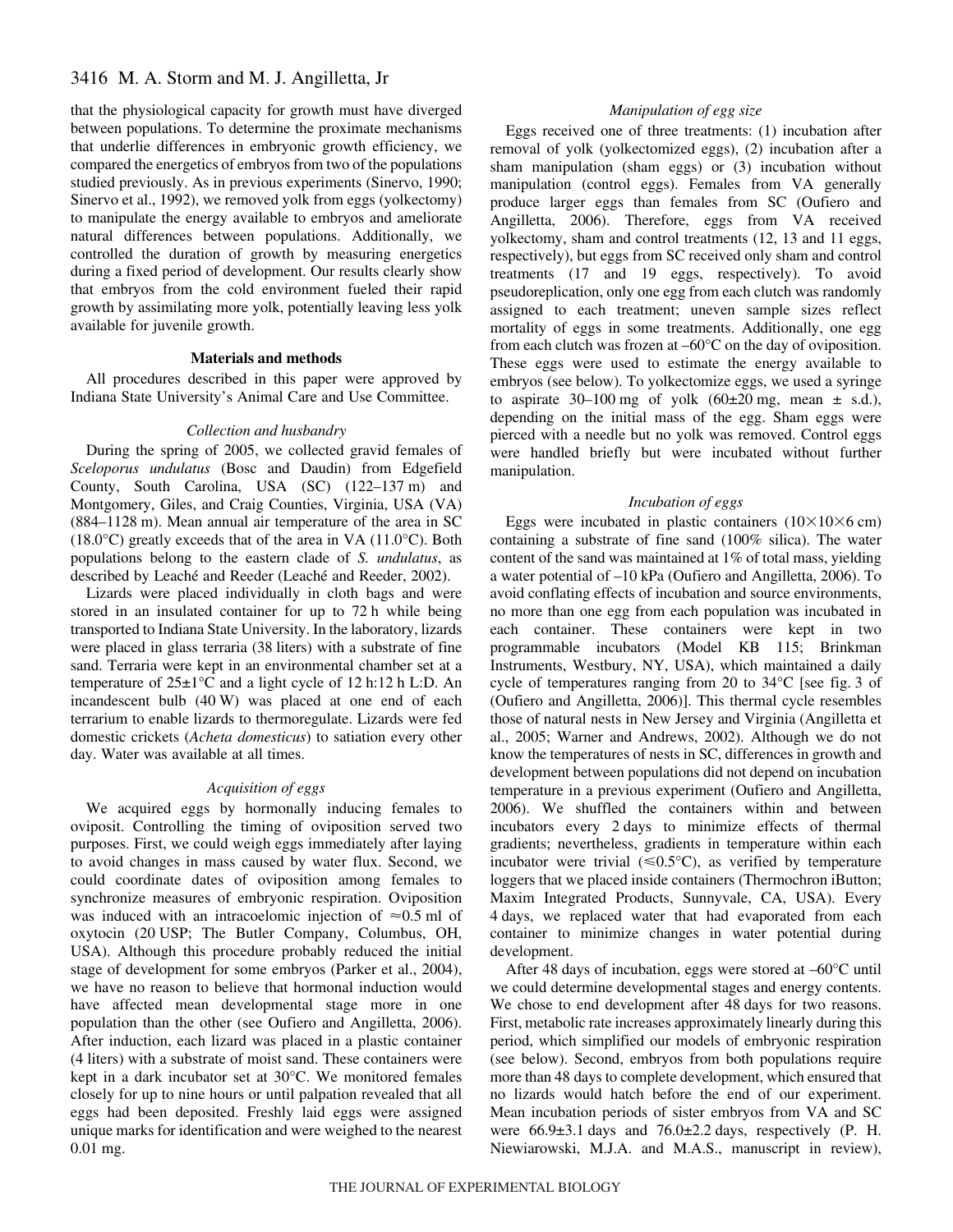that the physiological capacity for growth must have diverged between populations. To determine the proximate mechanisms that underlie differences in embryonic growth efficiency, we compared the energetics of embryos from two of the populations studied previously. As in previous experiments (Sinervo, 1990; Sinervo et al., 1992), we removed yolk from eggs (yolkectomy) to manipulate the energy available to embryos and ameliorate natural differences between populations. Additionally, we controlled the duration of growth by measuring energetics during a fixed period of development. Our results clearly show that embryos from the cold environment fueled their rapid growth by assimilating more yolk, potentially leaving less yolk available for juvenile growth.

## Materials and methods

All procedures described in this paper were approved by Indiana State University's Animal Care and Use Committee.

### *Collection and husbandry*

During the spring of 2005, we collected gravid females of *Sceloporus undulatus* (Bosc and Daudin) from Edgefield County, South Carolina, USA (SC) (122–137 m) and Montgomery, Giles, and Craig Counties, Virginia, USA (VA) (884–1128 m). Mean annual air temperature of the area in SC (18.0°C) greatly exceeds that of the area in VA (11.0°C). Both populations belong to the eastern clade of *S. undulatus*, as described by Leaché and Reeder (Leaché and Reeder, 2002).

Lizards were placed individually in cloth bags and were stored in an insulated container for up to 72 h while being transported to Indiana State University. In the laboratory, lizards were placed in glass terraria (38 liters) with a substrate of fine sand. Terraria were kept in an environmental chamber set at a temperature of 25±1°C and a light cycle of 12 h:12 h L:D. An incandescent bulb (40 W) was placed at one end of each terrarium to enable lizards to thermoregulate. Lizards were fed domestic crickets (*Acheta domesticus*) to satiation every other day. Water was available at all times.

### *Acquisition of eggs*

We acquired eggs by hormonally inducing females to oviposit. Controlling the timing of oviposition served two purposes. First, we could weigh eggs immediately after laying to avoid changes in mass caused by water flux. Second, we could coordinate dates of oviposition among females to synchronize measures of embryonic respiration. Oviposition was induced with an intracoelomic injection of ≈0.5 ml of oxytocin (20 USP; The Butler Company, Columbus, OH, USA). Although this procedure probably reduced the initial stage of development for some embryos (Parker et al., 2004), we have no reason to believe that hormonal induction would have affected mean developmental stage more in one population than the other (see Oufiero and Angilletta, 2006). After induction, each lizard was placed in a plastic container (4 liters) with a substrate of moist sand. These containers were kept in a dark incubator set at 30°C. We monitored females closely for up to nine hours or until palpation revealed that all eggs had been deposited. Freshly laid eggs were assigned unique marks for identification and were weighed to the nearest 0.01 mg.

### *Manipulation of egg size*

Eggs received one of three treatments: (1) incubation after removal of yolk (yolkectomized eggs), (2) incubation after a sham manipulation (sham eggs) or (3) incubation without manipulation (control eggs). Females from VA generally produce larger eggs than females from SC (Oufiero and Angilletta, 2006). Therefore, eggs from VA received yolkectomy, sham and control treatments (12, 13 and 11 eggs, respectively), but eggs from SC received only sham and control treatments (17 and 19 eggs, respectively). To avoid pseudoreplication, only one egg from each clutch was randomly assigned to each treatment; uneven sample sizes reflect mortality of eggs in some treatments. Additionally, one egg from each clutch was frozen at –60°C on the day of oviposition. These eggs were used to estimate the energy available to embryos (see below). To yolkectomize eggs, we used a syringe to aspirate 30–100 mg of yolk (60±20 mg, mean ± s.d.), depending on the initial mass of the egg. Sham eggs were pierced with a needle but no yolk was removed. Control eggs were handled briefly but were incubated without further manipulation.

### *Incubation of eggs*

Eggs were incubated in plastic containers (10×10×6 cm) containing a substrate of fine sand (100% silica). The water content of the sand was maintained at 1% of total mass, yielding a water potential of –10 kPa (Oufiero and Angilletta, 2006). To avoid conflating effects of incubation and source environments, no more than one egg from each population was incubated in each container. These containers were kept in two programmable incubators (Model KB 115; Brinkman Instruments, Westbury, NY, USA), which maintained a daily cycle of temperatures ranging from 20 to 34°C [see fig. 3 of (Oufiero and Angilletta, 2006)]. This thermal cycle resembles those of natural nests in New Jersey and Virginia (Angilletta et al., 2005; Warner and Andrews, 2002). Although we do not know the temperatures of nests in SC, differences in growth and development between populations did not depend on incubation temperature in a previous experiment (Oufiero and Angilletta, 2006). We shuffled the containers within and between incubators every 2 days to minimize effects of thermal gradients; nevertheless, gradients in temperature within each incubator were trivial (≤0.5°C), as verified by temperature loggers that we placed inside containers (Thermochron iButton; Maxim Integrated Products, Sunnyvale, CA, USA). Every 4 days, we replaced water that had evaporated from each container to minimize changes in water potential during development.

After 48 days of incubation, eggs were stored at –60°C until we could determine developmental stages and energy contents. We chose to end development after 48 days for two reasons. First, metabolic rate increases approximately linearly during this period, which simplified our models of embryonic respiration (see below). Second, embryos from both populations require more than 48 days to complete development, which ensured that no lizards would hatch before the end of our experiment. Mean incubation periods of sister embryos from VA and SC were 66.9±3.1 days and 76.0±2.2 days, respectively (P. H. Niewiarowski, M.J.A. and M.A.S., manuscript in review),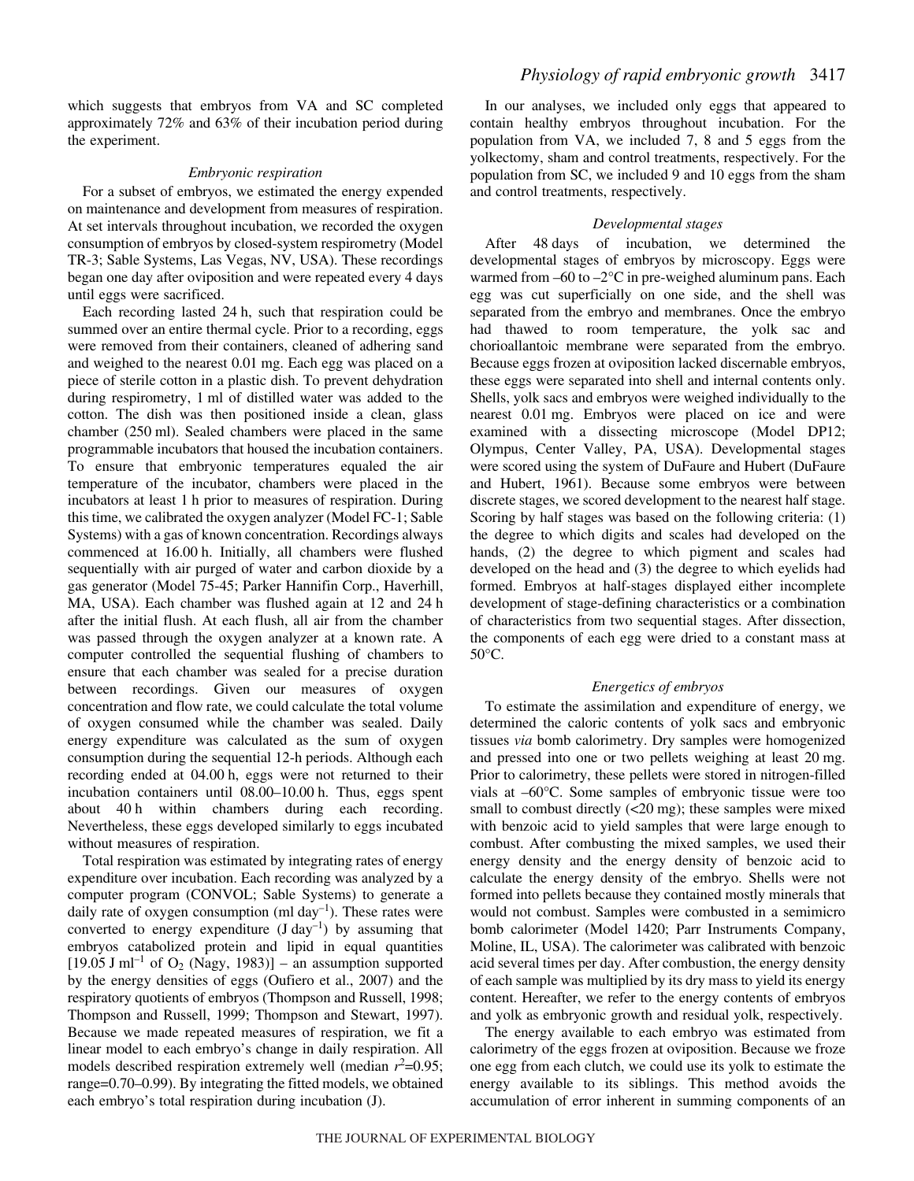which suggests that embryos from VA and SC completed approximately 72% and 63% of their incubation period during the experiment.

### *Embryonic respiration*

For a subset of embryos, we estimated the energy expended on maintenance and development from measures of respiration. At set intervals throughout incubation, we recorded the oxygen consumption of embryos by closed-system respirometry (Model TR-3; Sable Systems, Las Vegas, NV, USA). These recordings began one day after oviposition and were repeated every 4 days until eggs were sacrificed.

Each recording lasted 24 h, such that respiration could be summed over an entire thermal cycle. Prior to a recording, eggs were removed from their containers, cleaned of adhering sand and weighed to the nearest 0.01 mg. Each egg was placed on a piece of sterile cotton in a plastic dish. To prevent dehydration during respirometry, 1 ml of distilled water was added to the cotton. The dish was then positioned inside a clean, glass chamber (250 ml). Sealed chambers were placed in the same programmable incubators that housed the incubation containers. To ensure that embryonic temperatures equaled the air temperature of the incubator, chambers were placed in the incubators at least 1 h prior to measures of respiration. During this time, we calibrated the oxygen analyzer (Model FC-1; Sable Systems) with a gas of known concentration. Recordings always commenced at 16.00 h. Initially, all chambers were flushed sequentially with air purged of water and carbon dioxide by a gas generator (Model 75-45; Parker Hannifin Corp., Haverhill, MA, USA). Each chamber was flushed again at 12 and 24 h after the initial flush. At each flush, all air from the chamber was passed through the oxygen analyzer at a known rate. A computer controlled the sequential flushing of chambers to ensure that each chamber was sealed for a precise duration between recordings. Given our measures of oxygen concentration and flow rate, we could calculate the total volume of oxygen consumed while the chamber was sealed. Daily energy expenditure was calculated as the sum of oxygen consumption during the sequential 12-h periods. Although each recording ended at 04.00 h, eggs were not returned to their incubation containers until 08.00–10.00 h. Thus, eggs spent about 40 h within chambers during each recording. Nevertheless, these eggs developed similarly to eggs incubated without measures of respiration.

Total respiration was estimated by integrating rates of energy expenditure over incubation. Each recording was analyzed by a computer program (CONVOL; Sable Systems) to generate a daily rate of oxygen consumption (ml $day^{-1}$). These rates were converted to energy expenditure (J $day^{-1}$) by assuming that embryos catabolized protein and lipid in equal quantities [19.05 J $ml^{-1}$ of $O_2$ (Nagy, 1983)] – an assumption supported by the energy densities of eggs (Oufiero et al., 2007) and the respiratory quotients of embryos (Thompson and Russell, 1998; Thompson and Russell, 1999; Thompson and Stewart, 1997). Because we made repeated measures of respiration, we fit a linear model to each embryo's change in daily respiration. All models described respiration extremely well (median $r^2$=0.95; range=0.70–0.99). By integrating the fitted models, we obtained each embryo's total respiration during incubation (J).

In our analyses, we included only eggs that appeared to contain healthy embryos throughout incubation. For the population from VA, we included 7, 8 and 5 eggs from the yolkectomy, sham and control treatments, respectively. For the population from SC, we included 9 and 10 eggs from the sham and control treatments, respectively.

### *Developmental stages*

After 48 days of incubation, we determined the developmental stages of embryos by microscopy. Eggs were warmed from –60 to –2°C in pre-weighed aluminum pans. Each egg was cut superficially on one side, and the shell was separated from the embryo and membranes. Once the embryo had thawed to room temperature, the yolk sac and chorioallantoic membrane were separated from the embryo. Because eggs frozen at oviposition lacked discernable embryos, these eggs were separated into shell and internal contents only. Shells, yolk sacs and embryos were weighed individually to the nearest 0.01 mg. Embryos were placed on ice and were examined with a dissecting microscope (Model DP12; Olympus, Center Valley, PA, USA). Developmental stages were scored using the system of DuFaure and Hubert (DuFaure and Hubert, 1961). Because some embryos were between discrete stages, we scored development to the nearest half stage. Scoring by half stages was based on the following criteria: (1) the degree to which digits and scales had developed on the hands, (2) the degree to which pigment and scales had developed on the head and (3) the degree to which eyelids had formed. Embryos at half-stages displayed either incomplete development of stage-defining characteristics or a combination of characteristics from two sequential stages. After dissection, the components of each egg were dried to a constant mass at 50°C.

### *Energetics of embryos*

To estimate the assimilation and expenditure of energy, we determined the caloric contents of yolk sacs and embryonic tissues *via* bomb calorimetry. Dry samples were homogenized and pressed into one or two pellets weighing at least 20 mg. Prior to calorimetry, these pellets were stored in nitrogen-filled vials at –60°C. Some samples of embryonic tissue were too small to combust directly (<20 mg); these samples were mixed with benzoic acid to yield samples that were large enough to combust. After combusting the mixed samples, we used their energy density and the energy density of benzoic acid to calculate the energy density of the embryo. Shells were not formed into pellets because they contained mostly minerals that would not combust. Samples were combusted in a semimicro bomb calorimeter (Model 1420; Parr Instruments Company, Moline, IL, USA). The calorimeter was calibrated with benzoic acid several times per day. After combustion, the energy density of each sample was multiplied by its dry mass to yield its energy content. Hereafter, we refer to the energy contents of embryos and yolk as embryonic growth and residual yolk, respectively.

The energy available to each embryo was estimated from calorimetry of the eggs frozen at oviposition. Because we froze one egg from each clutch, we could use its yolk to estimate the energy available to its siblings. This method avoids the accumulation of error inherent in summing components of an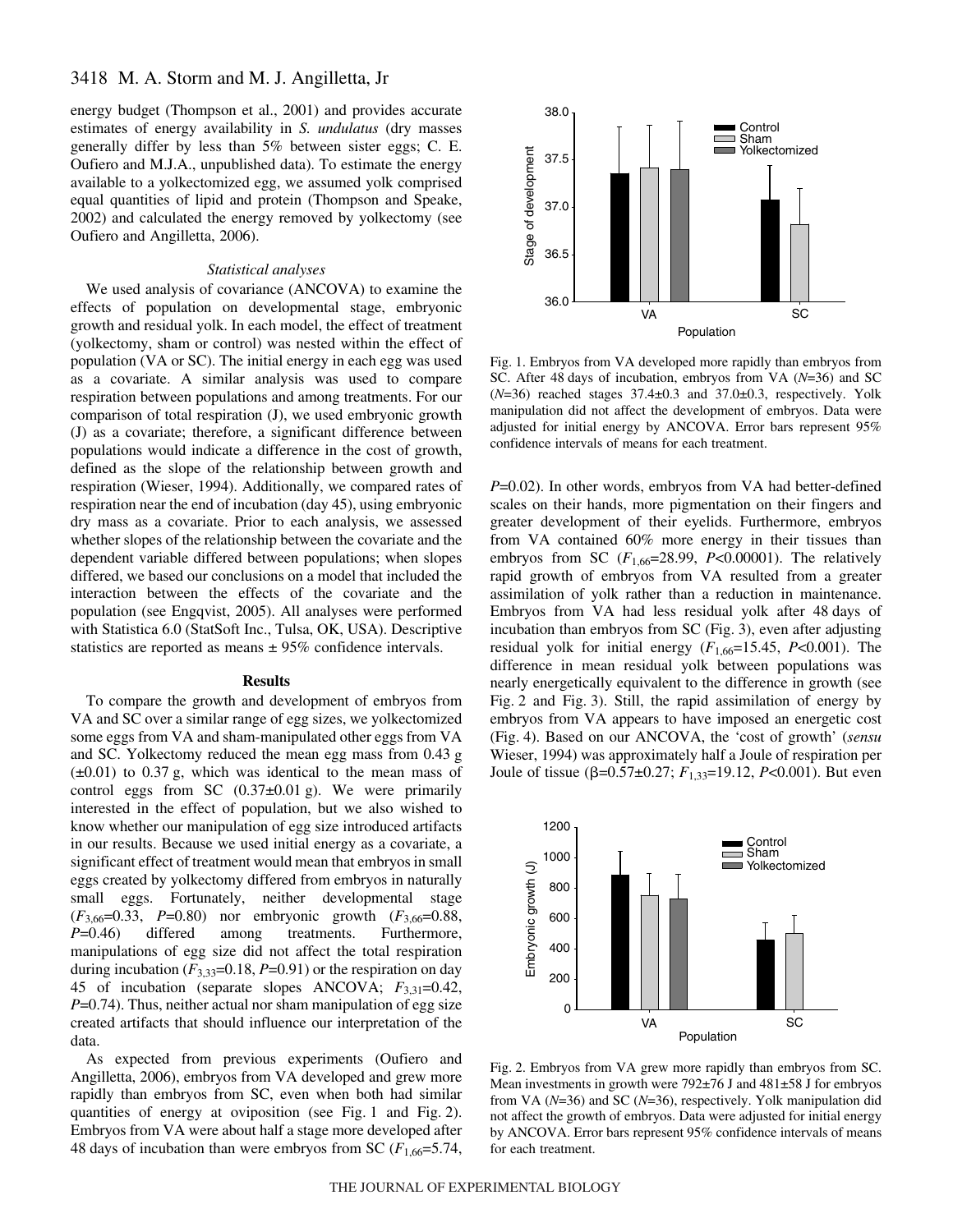energy budget (Thompson et al., 2001) and provides accurate estimates of energy availability in *S. undulatus* (dry masses generally differ by less than 5% between sister eggs; C. E. Oufiero and M.J.A., unpublished data). To estimate the energy available to a yolkectomized egg, we assumed yolk comprised equal quantities of lipid and protein (Thompson and Speake, 2002) and calculated the energy removed by yolkectomy (see Oufiero and Angilletta, 2006).

### *Statistical analyses*

We used analysis of covariance (ANCOVA) to examine the effects of population on developmental stage, embryonic growth and residual yolk. In each model, the effect of treatment (yolkectomy, sham or control) was nested within the effect of population (VA or SC). The initial energy in each egg was used as a covariate. A similar analysis was used to compare respiration between populations and among treatments. For our comparison of total respiration (J), we used embryonic growth (J) as a covariate; therefore, a significant difference between populations would indicate a difference in the cost of growth, defined as the slope of the relationship between growth and respiration (Wieser, 1994). Additionally, we compared rates of respiration near the end of incubation (day 45), using embryonic dry mass as a covariate. Prior to each analysis, we assessed whether slopes of the relationship between the covariate and the dependent variable differed between populations; when slopes differed, we based our conclusions on a model that included the interaction between the effects of the covariate and the population (see Engqvist, 2005). All analyses were performed with Statistica 6.0 (StatSoft Inc., Tulsa, OK, USA). Descriptive statistics are reported as means ± 95% confidence intervals.

## Results

To compare the growth and development of embryos from VA and SC over a similar range of egg sizes, we yolkectomized some eggs from VA and sham-manipulated other eggs from VA and SC. Yolkectomy reduced the mean egg mass from 0.43 g (±0.01) to 0.37 g, which was identical to the mean mass of control eggs from SC (0.37±0.01 g). We were primarily interested in the effect of population, but we also wished to know whether our manipulation of egg size introduced artifacts in our results. Because we used initial energy as a covariate, a significant effect of treatment would mean that embryos in small eggs created by yolkectomy differed from embryos in naturally small eggs. Fortunately, neither developmental stage ($F_{3,66}$=0.33, $P$=0.80) nor embryonic growth ($F_{3,66}$=0.88, $P$=0.46) differed among treatments. Furthermore, manipulations of egg size did not affect the total respiration during incubation ($F_{3,33}$=0.18, $P$=0.91) or the respiration on day 45 of incubation (separate slopes ANCOVA; $F_{3,31}$=0.42, $P$=0.74). Thus, neither actual nor sham manipulation of egg size created artifacts that should influence our interpretation of the data.

As expected from previous experiments (Oufiero and Angilletta, 2006), embryos from VA developed and grew more rapidly than embryos from SC, even when both had similar quantities of energy at oviposition (see Fig. 1 and Fig. 2). Embryos from VA were about half a stage more developed after 48 days of incubation than were embryos from SC ($F_{1,66}$=5.74, $P$=0.02). In other words, embryos from VA had better-defined scales on their hands, more pigmentation on their fingers and greater development of their eyelids. Furthermore, embryos from VA contained 60% more energy in their tissues than embryos from SC ($F_{1,66}$=28.99, $P$<0.00001). The relatively rapid growth of embryos from VA resulted from a greater assimilation of yolk rather than a reduction in maintenance. Embryos from VA had less residual yolk after 48 days of incubation than embryos from SC (Fig. 3), even after adjusting residual yolk for initial energy ($F_{1,66}$=15.45, $P$<0.001). The difference in mean residual yolk between populations was nearly energetically equivalent to the difference in growth (see Fig. 2 and Fig. 3). Still, the rapid assimilation of energy by embryos from VA appears to have imposed an energetic cost (Fig. 4). Based on our ANCOVA, the 'cost of growth' (*sensu* Wieser, 1994) was approximately half a Joule of respiration per Joule of tissue (β=0.57±0.27; $F_{1,33}$=19.12, $P$<0.001). But even

Fig. 1. Embryos from VA developed more rapidly than embryos from SC. After 48 days of incubation, embryos from VA ($N$=36) and SC ($N$=36) reached stages 37.4±0.3 and 37.0±0.3, respectively. Yolk manipulation did not affect the development of embryos. Data were adjusted for initial energy by ANCOVA. Error bars represent 95% confidence intervals of means for each treatment.

Fig. 2. Embryos from VA grew more rapidly than embryos from SC. Mean investments in growth were 792±76 J and 481±58 J for embryos from VA ($N$=36) and SC ($N$=36), respectively. Yolk manipulation did not affect the growth of embryos. Data were adjusted for initial energy by ANCOVA. Error bars represent 95% confidence intervals of means for each treatment.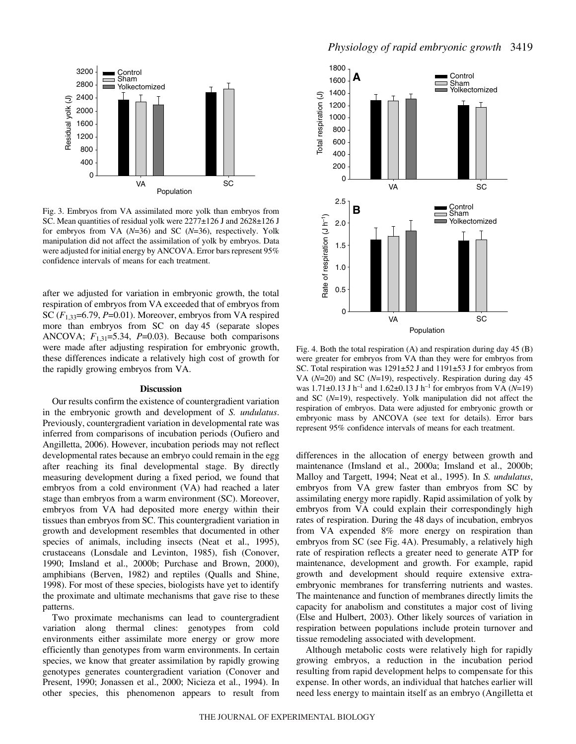Fig. 3. Embryos from VA assimilated more yolk than embryos from SC. Mean quantities of residual yolk were 2277±126 J and 2628±126 J for embryos from VA ($N$=36) and SC ($N$=36), respectively. Yolk manipulation did not affect the assimilation of yolk by embryos. Data were adjusted for initial energy by ANCOVA. Error bars represent 95% confidence intervals of means for each treatment.

after we adjusted for variation in embryonic growth, the total respiration of embryos from VA exceeded that of embryos from SC ($F_{1,33}$=6.79, $P$=0.01). Moreover, embryos from VA respired more than embryos from SC on day 45 (separate slopes ANCOVA; $F_{1,31}$=5.34, $P$=0.03). Because both comparisons were made after adjusting respiration for embryonic growth, these differences indicate a relatively high cost of growth for the rapidly growing embryos from VA.

## Discussion

Our results confirm the existence of countergradient variation in the embryonic growth and development of *S. undulatus*. Previously, countergradient variation in developmental rate was inferred from comparisons of incubation periods (Oufiero and Angilletta, 2006). However, incubation periods may not reflect developmental rates because an embryo could remain in the egg after reaching its final developmental stage. By directly measuring development during a fixed period, we found that embryos from a cold environment (VA) had reached a later stage than embryos from a warm environment (SC). Moreover, embryos from VA had deposited more energy within their tissues than embryos from SC. This countergradient variation in growth and development resembles that documented in other species of animals, including insects (Neat et al., 1995), crustaceans (Lonsdale and Levinton, 1985), fish (Conover, 1990; Imsland et al., 2000b; Purchase and Brown, 2000), amphibians (Berven, 1982) and reptiles (Qualls and Shine, 1998). For most of these species, biologists have yet to identify the proximate and ultimate mechanisms that gave rise to these patterns.

Two proximate mechanisms can lead to countergradient variation along thermal clines: genotypes from cold environments either assimilate more energy or grow more efficiently than genotypes from warm environments. In certain species, we know that greater assimilation by rapidly growing genotypes generates countergradient variation (Conover and Present, 1990; Jonassen et al., 2000; Nicieza et al., 1994). In other species, this phenomenon appears to result from differences in the allocation of energy between growth and maintenance (Imsland et al., 2000a; Imsland et al., 2000b; Malloy and Targett, 1994; Neat et al., 1995). In *S. undulatus*, embryos from VA grew faster than embryos from SC by assimilating energy more rapidly. Rapid assimilation of yolk by embryos from VA could explain their correspondingly high rates of respiration. During the 48 days of incubation, embryos from VA expended 8% more energy on respiration than embryos from SC (see Fig. 4A). Presumably, a relatively high rate of respiration reflects a greater need to generate ATP for maintenance, development and growth. For example, rapid growth and development should require extensive extra-embryonic membranes for transferring nutrients and wastes. The maintenance and function of membranes directly limits the capacity for anabolism and constitutes a major cost of living (Else and Hulbert, 2003). Other likely sources of variation in respiration between populations include protein turnover and tissue remodeling associated with development.

Fig. 4. Both the total respiration (A) and respiration during day 45 (B) were greater for embryos from VA than they were for embryos from SC. Total respiration was 1291±52 J and 1191±53 J for embryos from VA ($N$=20) and SC ($N$=19), respectively. Respiration during day 45 was 1.71±0.13 J $h^{-1}$ and 1.62±0.13 J $h^{-1}$ for embryos from VA ($N$=19) and SC ($N$=19), respectively. Yolk manipulation did not affect the respiration of embryos. Data were adjusted for embryonic growth or embryonic mass by ANCOVA (see text for details). Error bars represent 95% confidence intervals of means for each treatment.

Although metabolic costs were relatively high for rapidly growing embryos, a reduction in the incubation period resulting from rapid development helps to compensate for this expense. In other words, an individual that hatches earlier will need less energy to maintain itself as an embryo (Angilletta et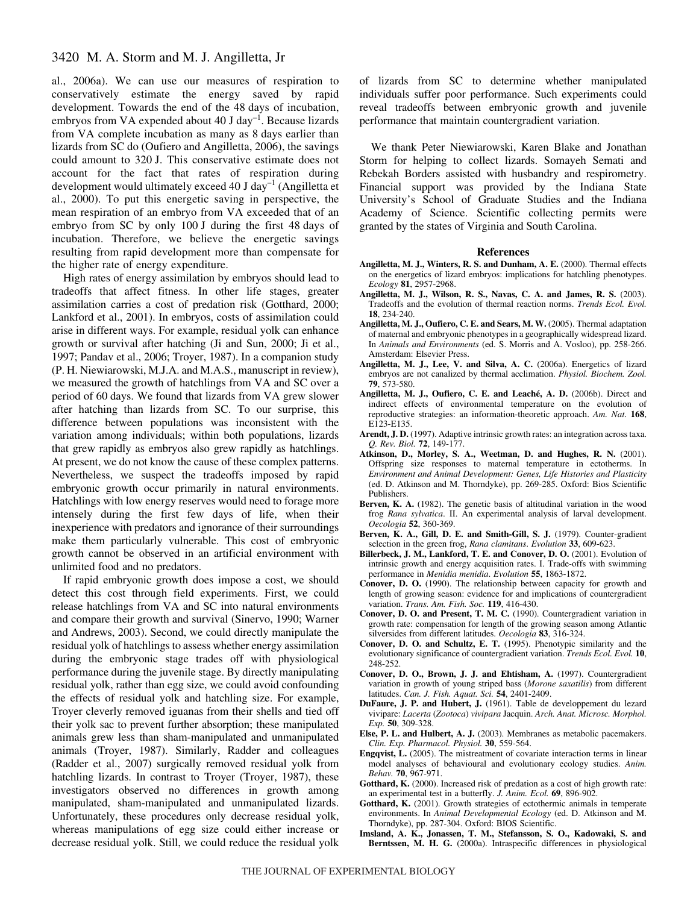al., 2006a). We can use our measures of respiration to conservatively estimate the energy saved by rapid development. Towards the end of the 48 days of incubation, embryos from VA expended about 40 J day$^{-1}$. Because lizards from VA complete incubation as many as 8 days earlier than lizards from SC do (Oufiero and Angilletta, 2006), the savings could amount to 320 J. This conservative estimate does not account for the fact that rates of respiration during development would ultimately exceed 40 J day$^{-1}$ (Angilletta et al., 2000). To put this energetic saving in perspective, the mean respiration of an embryo from VA exceeded that of an embryo from SC by only 100 J during the first 48 days of incubation. Therefore, we believe the energetic savings resulting from rapid development more than compensate for the higher rate of energy expenditure.

High rates of energy assimilation by embryos should lead to tradeoffs that affect fitness. In other life stages, greater assimilation carries a cost of predation risk (Gotthard, 2000; Lankford et al., 2001). In embryos, costs of assimilation could arise in different ways. For example, residual yolk can enhance growth or survival after hatching (Ji and Sun, 2000; Ji et al., 1997; Pandav et al., 2006; Troyer, 1987). In a companion study (P. H. Niewiarowski, M.J.A. and M.A.S., manuscript in review), we measured the growth of hatchlings from VA and SC over a period of 60 days. We found that lizards from VA grew slower after hatching than lizards from SC. To our surprise, this difference between populations was inconsistent with the variation among individuals; within both populations, lizards that grew rapidly as embryos also grew rapidly as hatchlings. At present, we do not know the cause of these complex patterns. Nevertheless, we suspect the tradeoffs imposed by rapid embryonic growth occur primarily in natural environments. Hatchlings with low energy reserves would need to forage more intensely during the first few days of life, when their inexperience with predators and ignorance of their surroundings make them particularly vulnerable. This cost of embryonic growth cannot be observed in an artificial environment with unlimited food and no predators.

If rapid embryonic growth does impose a cost, we should detect this cost through field experiments. First, we could release hatchlings from VA and SC into natural environments and compare their growth and survival (Sinervo, 1990; Warner and Andrews, 2003). Second, we could directly manipulate the residual yolk of hatchlings to assess whether energy assimilation during the embryonic stage trades off with physiological performance during the juvenile stage. By directly manipulating residual yolk, rather than egg size, we could avoid confounding the effects of residual yolk and hatchling size. For example, Troyer cleverly removed iguanas from their shells and tied off their yolk sac to prevent further absorption; these manipulated animals grew less than sham-manipulated and unmanipulated animals (Troyer, 1987). Similarly, Radder and colleagues (Radder et al., 2007) surgically removed residual yolk from hatchling lizards. In contrast to Troyer (Troyer, 1987), these investigators observed no differences in growth among manipulated, sham-manipulated and unmanipulated lizards. Unfortunately, these procedures only decrease residual yolk, whereas manipulations of egg size could either increase or decrease residual yolk. Still, we could reduce the residual yolk of lizards from SC to determine whether manipulated individuals suffer poor performance. Such experiments could reveal tradeoffs between embryonic growth and juvenile performance that maintain countergradient variation.

We thank Peter Niewiarowski, Karen Blake and Jonathan Storm for helping to collect lizards. Somayeh Semati and Rebekah Borders assisted with husbandry and respirometry. Financial support was provided by the Indiana State University's School of Graduate Studies and the Indiana Academy of Science. Scientific collecting permits were granted by the states of Virginia and South Carolina.

## References

**Angilletta, M. J., Winters, R. S. and Dunham, A. E.** (2000). Thermal effects on the energetics of lizard embryos: implications for hatchling phenotypes. *Ecology* **81**, 2957-2968.

**Angilletta, M. J., Wilson, R. S., Navas, C. A. and James, R. S.** (2003). Tradeoffs and the evolution of thermal reaction norms. *Trends Ecol. Evol.* **18**, 234-240.

**Angilletta, M. J., Oufiero, C. E. and Sears, M. W.** (2005). Thermal adaptation of maternal and embryonic phenotypes in a geographically widespread lizard. In *Animals and Environments* (ed. S. Morris and A. Vosloo), pp. 258-266. Amsterdam: Elsevier Press.

**Angilletta, M. J., Lee, V. and Silva, A. C.** (2006a). Energetics of lizard embryos are not canalized by thermal acclimation. *Physiol. Biochem. Zool.* **79**, 573-580.

**Angilletta, M. J., Oufiero, C. E. and Leaché, A. D.** (2006b). Direct and indirect effects of environmental temperature on the evolution of reproductive strategies: an information-theoretic approach. *Am. Nat.* **168**, E123-E135.

**Arendt, J. D.** (1997). Adaptive intrinsic growth rates: an integration across taxa. *Q. Rev. Biol.* **72**, 149-177.

**Atkinson, D., Morley, S. A., Weetman, D. and Hughes, R. N.** (2001). Offspring size responses to maternal temperature in ectotherms. In *Environment and Animal Development: Genes, Life Histories and Plasticity* (ed. D. Atkinson and M. Thorndyke), pp. 269-285. Oxford: Bios Scientific Publishers.

**Berven, K. A.** (1982). The genetic basis of altitudinal variation in the wood frog *Rana sylvatica*. II. An experimental analysis of larval development. *Oecologia* **52**, 360-369.

**Berven, K. A., Gill, D. E. and Smith-Gill, S. J.** (1979). Counter-gradient selection in the green frog, *Rana clamitans*. *Evolution* **33**, 609-623.

**Billerbeck, J. M., Lankford, T. E. and Conover, D. O.** (2001). Evolution of intrinsic growth and energy acquisition rates. I. Trade-offs with swimming performance in *Menidia menidia*. *Evolution* **55**, 1863-1872.

**Conover, D. O.** (1990). The relationship between capacity for growth and length of growing season: evidence for and implications of countergradient variation. *Trans. Am. Fish. Soc.* **119**, 416-430.

**Conover, D. O. and Present, T. M. C.** (1990). Countergradient variation in growth rate: compensation for length of the growing season among Atlantic silversides from different latitudes. *Oecologia* **83**, 316-324.

**Conover, D. O. and Schultz, E. T.** (1995). Phenotypic similarity and the evolutionary significance of countergradient variation. *Trends Ecol. Evol.* **10**, 248-252.

**Conover, D. O., Brown, J. J. and Ehtisham, A.** (1997). Countergradient variation in growth of young striped bass (*Morone saxatilis*) from different latitudes. *Can. J. Fish. Aquat. Sci.* **54**, 2401-2409.

**DuFaure, J. P. and Hubert, J.** (1961). Table de developpement du lezard vivipare: *Lacerta* (*Zootoca*) *vivipara* Jacquin. *Arch. Anat. Microsc. Morphol. Exp.* **50**, 309-328.

**Else, P. L. and Hulbert, A. J.** (2003). Membranes as metabolic pacemakers. *Clin. Exp. Pharmacol. Physiol.* **30**, 559-564.

**Engqvist, L.** (2005). The mistreatment of covariate interaction terms in linear model analyses of behavioural and evolutionary ecology studies. *Anim. Behav.* **70**, 967-971.

**Gotthard, K.** (2000). Increased risk of predation as a cost of high growth rate: an experimental test in a butterfly. *J. Anim. Ecol.* **69**, 896-902.

**Gotthard, K.** (2001). Growth strategies of ectothermic animals in temperate environments. In *Animal Developmental Ecology* (ed. D. Atkinson and M. Thorndyke), pp. 287-304. Oxford: BIOS Scientific.

**Imsland, A. K., Jonassen, T. M., Stefansson, S. O., Kadowaki, S. and Berntssen, M. H. G.** (2000a). Intraspecific differences in physiological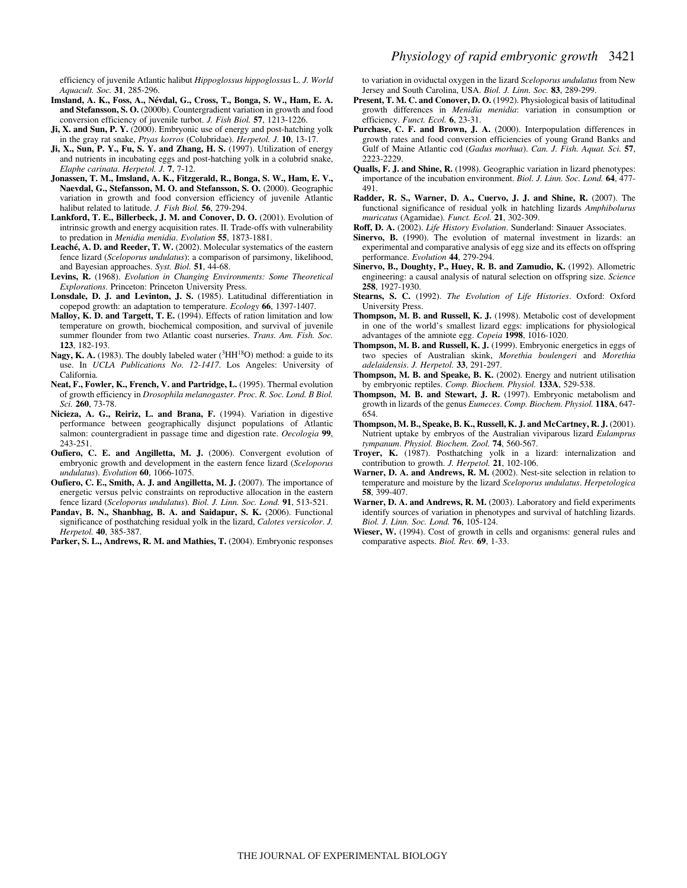efficiency of juvenile Atlantic halibut *Hippoglossus hippoglossus* L. *J. World Aquacult. Soc.* **31**, 285-296.

**Imsland, A. K., Foss, A., Névdal, G., Cross, T., Bonga, S. W., Ham, E. A. and Stefansson, S. O.** (2000b). Countergradient variation in growth and food conversion efficiency of juvenile turbot. *J. Fish Biol.* **57**, 1213-1226.

**Ji, X. and Sun, P. Y.** (2000). Embryonic use of energy and post-hatching yolk in the gray rat snake, *Ptyas korros* (Colubridae). *Herpetol. J.* **10**, 13-17.

**Ji, X., Sun, P. Y., Fu, S. Y. and Zhang, H. S.** (1997). Utilization of energy and nutrients in incubating eggs and post-hatching yolk in a colubrid snake, *Elaphe carinata*. *Herpetol. J.* **7**, 7-12.

**Jonassen, T. M., Imsland, A. K., Fitzgerald, R., Bonga, S. W., Ham, E. V., Naevdal, G., Stefansson, M. O. and Stefansson, S. O.** (2000). Geographic variation in growth and food conversion efficiency of juvenile Atlantic halibut related to latitude. *J. Fish Biol.* **56**, 279-294.

**Lankford, T. E., Billerbeck, J. M. and Conover, D. O.** (2001). Evolution of intrinsic growth and energy acquisition rates. II. Trade-offs with vulnerability to predation in *Menidia menidia*. *Evolution* **55**, 1873-1881.

**Leaché, A. D. and Reeder, T. W.** (2002). Molecular systematics of the eastern fence lizard (*Sceloporus undulatus*): a comparison of parsimony, likelihood, and Bayesian approaches. *Syst. Biol.* **51**, 44-68.

**Levins, R.** (1968). *Evolution in Changing Environments: Some Theoretical Explorations*. Princeton: Princeton University Press.

**Lonsdale, D. J. and Levinton, J. S.** (1985). Latitudinal differentiation in copepod growth: an adaptation to temperature. *Ecology* **66**, 1397-1407.

**Malloy, K. D. and Targett, T. E.** (1994). Effects of ration limitation and low temperature on growth, biochemical composition, and survival of juvenile summer flounder from two Atlantic coast nurseries. *Trans. Am. Fish. Soc.* **123**, 182-193.

**Nagy, K. A.** (1983). The doubly labeled water ($^3$HH$^{18}$O) method: a guide to its use. In *UCLA Publications No. 12-1417*. Los Angeles: University of California.

**Neat, F., Fowler, K., French, V. and Partridge, L.** (1995). Thermal evolution of growth efficiency in *Drosophila melanogaster*. *Proc. R. Soc. Lond. B Biol. Sci.* **260**, 73-78.

**Nicieza, A. G., Reiriz, L. and Brana, F.** (1994). Variation in digestive performance between geographically disjunct populations of Atlantic salmon: countergradient in passage time and digestion rate. *Oecologia* **99**, 243-251.

**Oufiero, C. E. and Angilletta, M. J.** (2006). Convergent evolution of embryonic growth and development in the eastern fence lizard (*Sceloporus undulatus*). *Evolution* **60**, 1066-1075.

**Oufiero, C. E., Smith, A. J. and Angilletta, M. J.** (2007). The importance of energetic versus pelvic constraints on reproductive allocation in the eastern fence lizard (*Sceloporus undulatus*). *Biol. J. Linn. Soc. Lond.* **91**, 513-521.

**Pandav, B. N., Shanbhag, B. A. and Saidapur, S. K.** (2006). Functional significance of posthatching residual yolk in the lizard, *Calotes versicolor*. *J. Herpetol.* **40**, 385-387.

**Parker, S. L., Andrews, R. M. and Mathies, T.** (2004). Embryonic responses to variation in oviductal oxygen in the lizard *Sceloporus undulatus* from New Jersey and South Carolina, USA. *Biol. J. Linn. Soc.* **83**, 289-299.

**Present, T. M. C. and Conover, D. O.** (1992). Physiological basis of latitudinal growth differences in *Menidia menidia*: variation in consumption or efficiency. *Funct. Ecol.* **6**, 23-31.

**Purchase, C. F. and Brown, J. A.** (2000). Interpopulation differences in growth rates and food conversion efficiencies of young Grand Banks and Gulf of Maine Atlantic cod (*Gadus morhua*). *Can. J. Fish. Aquat. Sci.* **57**, 2223-2229.

**Qualls, F. J. and Shine, R.** (1998). Geographic variation in lizard phenotypes: importance of the incubation environment. *Biol. J. Linn. Soc. Lond.* **64**, 477-491.

**Radder, R. S., Warner, D. A., Cuervo, J. J. and Shine, R.** (2007). The functional significance of residual yolk in hatchling lizards *Amphibolurus muricatus* (Agamidae). *Funct. Ecol.* **21**, 302-309.

**Roff, D. A.** (2002). *Life History Evolution*. Sunderland: Sinauer Associates.

**Sinervo, B.** (1990). The evolution of maternal investment in lizards: an experimental and comparative analysis of egg size and its effects on offspring performance. *Evolution* **44**, 279-294.

**Sinervo, B., Doughty, P., Huey, R. B. and Zamudio, K.** (1992). Allometric engineering: a causal analysis of natural selection on offspring size. *Science* **258**, 1927-1930.

**Stearns, S. C.** (1992). *The Evolution of Life Histories*. Oxford: Oxford University Press.

**Thompson, M. B. and Russell, K. J.** (1998). Metabolic cost of development in one of the world's smallest lizard eggs: implications for physiological advantages of the amniote egg. *Copeia* **1998**, 1016-1020.

**Thompson, M. B. and Russell, K. J.** (1999). Embryonic energetics in eggs of two species of Australian skink, *Morethia boulengeri* and *Morethia adelaidensis*. *J. Herpetol.* **33**, 291-297.

**Thompson, M. B. and Speake, B. K.** (2002). Energy and nutrient utilisation by embryonic reptiles. *Comp. Biochem. Physiol.* **133A**, 529-538.

**Thompson, M. B. and Stewart, J. R.** (1997). Embryonic metabolism and growth in lizards of the genus *Eumeces*. *Comp. Biochem. Physiol.* **118A**, 647-654.

**Thompson, M. B., Speake, B. K., Russell, K. J. and McCartney, R. J.** (2001). Nutrient uptake by embryos of the Australian viviparous lizard *Eulamprus tympanum*. *Physiol. Biochem. Zool.* **74**, 560-567.

**Troyer, K.** (1987). Posthatching yolk in a lizard: internalization and contribution to growth. *J. Herpetol.* **21**, 102-106.

**Warner, D. A. and Andrews, R. M.** (2002). Nest-site selection in relation to temperature and moisture by the lizard *Sceloporus undulatus*. *Herpetologica* **58**, 399-407.

**Warner, D. A. and Andrews, R. M.** (2003). Laboratory and field experiments identify sources of variation in phenotypes and survival of hatchling lizards. *Biol. J. Linn. Soc. Lond.* **76**, 105-124.

**Wieser, W.** (1994). Cost of growth in cells and organisms: general rules and comparative aspects. *Biol. Rev.* **69**, 1-33.